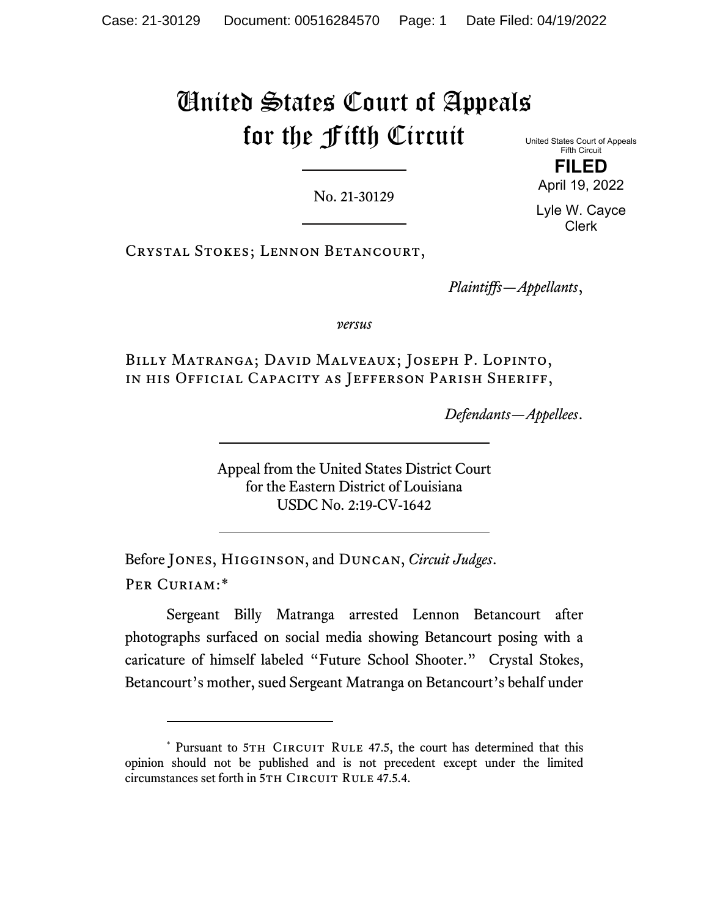# United States Court of Appeals for the Fifth Circuit

United States Court of Appeals
Fifth Circuit

**FILED**

April 19, 2022

Lyle W. Cayce
Clerk

No. 21-30129

---

Crystal Stokes; Lennon Betancourt,

*Plaintiffs—Appellants*,

*versus*

Billy Matranga; David Malveaux; Joseph P. Lopinto, in his Official Capacity as Jefferson Parish Sheriff,

*Defendants—Appellees*.

---

Appeal from the United States District Court
for the Eastern District of Louisiana
USDC No. 2:19-CV-1642

---

Before Jones, Higginson, and Duncan, *Circuit Judges*.

Per Curiam:*

Sergeant Billy Matranga arrested Lennon Betancourt after photographs surfaced on social media showing Betancourt posing with a caricature of himself labeled "Future School Shooter." Crystal Stokes, Betancourt's mother, sued Sergeant Matranga on Betancourt's behalf under

---

* Pursuant to 5th Circuit Rule 47.5, the court has determined that this opinion should not be published and is not precedent except under the limited circumstances set forth in 5th Circuit Rule 47.5.4.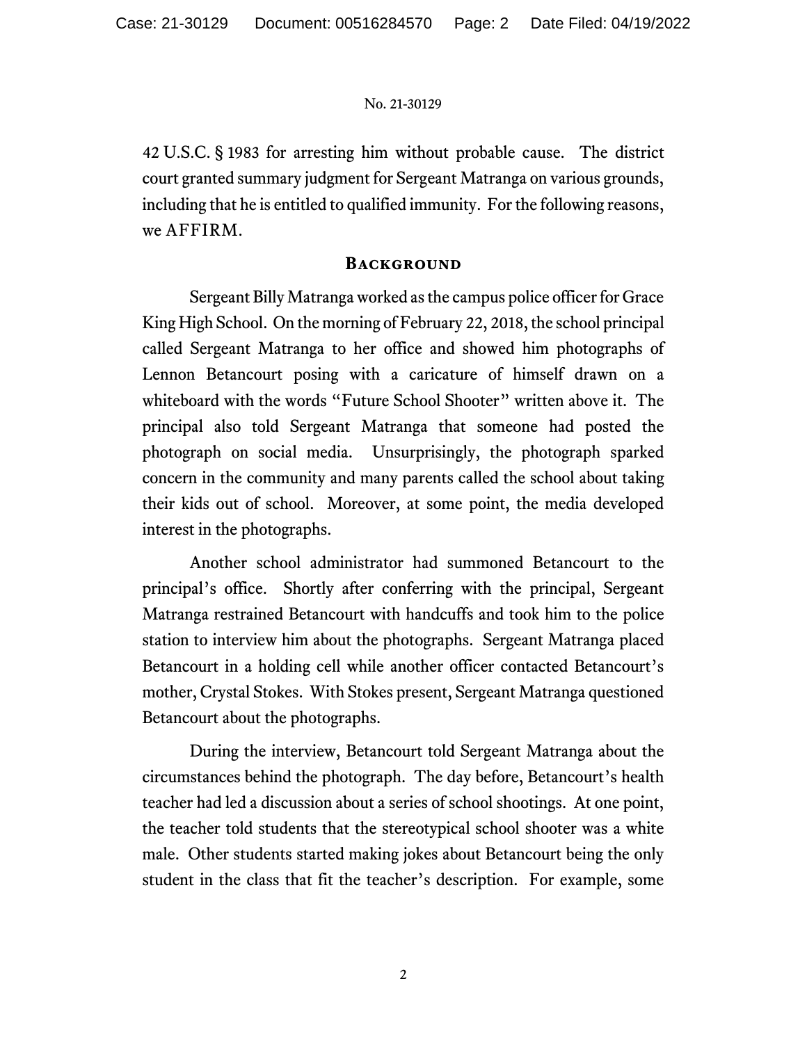42 U.S.C. § 1983 for arresting him without probable cause. The district court granted summary judgment for Sergeant Matranga on various grounds, including that he is entitled to qualified immunity. For the following reasons, we AFFIRM.

## Background

Sergeant Billy Matranga worked as the campus police officer for Grace King High School. On the morning of February 22, 2018, the school principal called Sergeant Matranga to her office and showed him photographs of Lennon Betancourt posing with a caricature of himself drawn on a whiteboard with the words "Future School Shooter" written above it. The principal also told Sergeant Matranga that someone had posted the photograph on social media. Unsurprisingly, the photograph sparked concern in the community and many parents called the school about taking their kids out of school. Moreover, at some point, the media developed interest in the photographs.

Another school administrator had summoned Betancourt to the principal's office. Shortly after conferring with the principal, Sergeant Matranga restrained Betancourt with handcuffs and took him to the police station to interview him about the photographs. Sergeant Matranga placed Betancourt in a holding cell while another officer contacted Betancourt's mother, Crystal Stokes. With Stokes present, Sergeant Matranga questioned Betancourt about the photographs.

During the interview, Betancourt told Sergeant Matranga about the circumstances behind the photograph. The day before, Betancourt's health teacher had led a discussion about a series of school shootings. At one point, the teacher told students that the stereotypical school shooter was a white male. Other students started making jokes about Betancourt being the only student in the class that fit the teacher's description. For example, some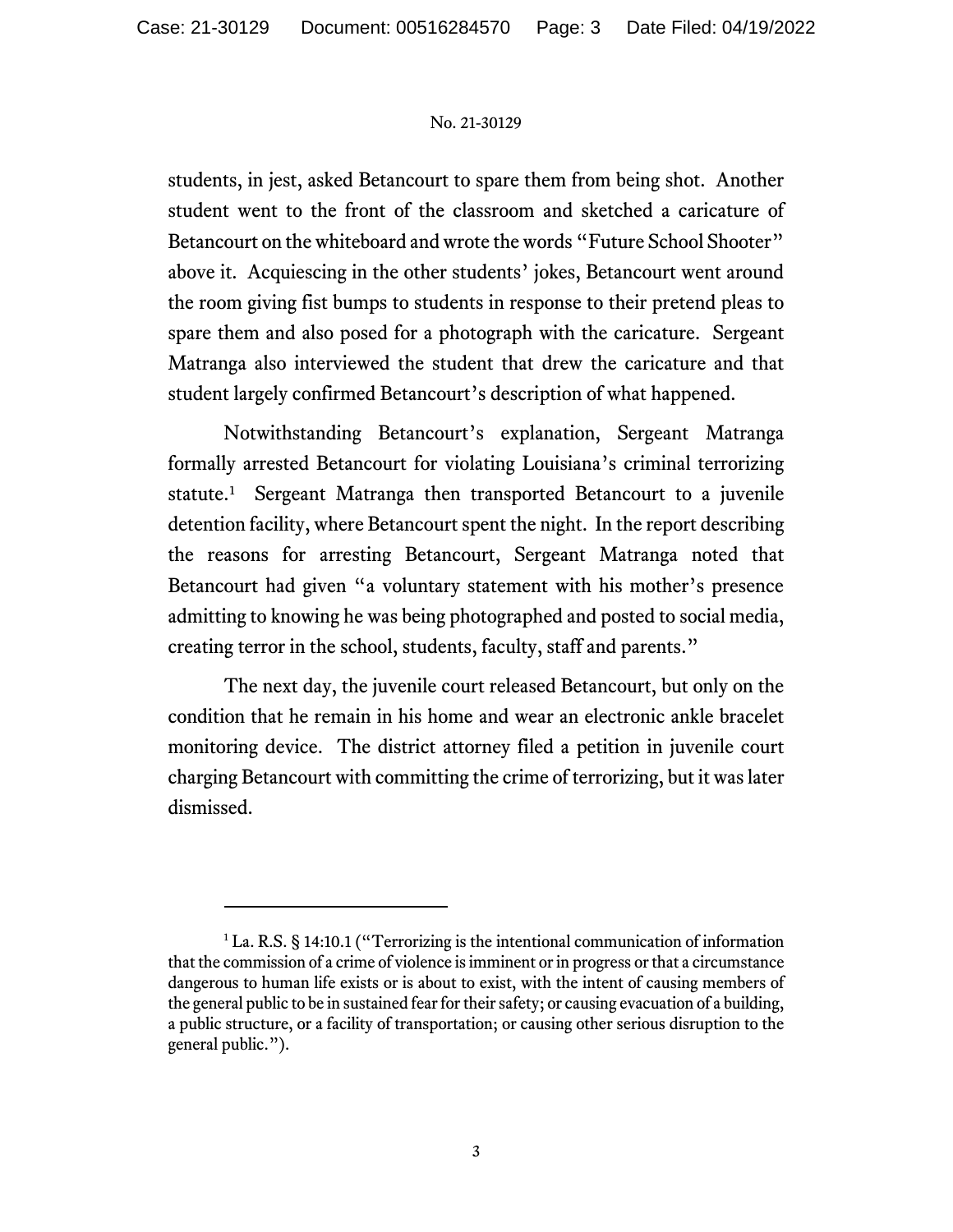students, in jest, asked Betancourt to spare them from being shot. Another student went to the front of the classroom and sketched a caricature of Betancourt on the whiteboard and wrote the words "Future School Shooter" above it. Acquiescing in the other students' jokes, Betancourt went around the room giving fist bumps to students in response to their pretend pleas to spare them and also posed for a photograph with the caricature. Sergeant Matranga also interviewed the student that drew the caricature and that student largely confirmed Betancourt's description of what happened.

Notwithstanding Betancourt's explanation, Sergeant Matranga formally arrested Betancourt for violating Louisiana's criminal terrorizing statute.[1] Sergeant Matranga then transported Betancourt to a juvenile detention facility, where Betancourt spent the night. In the report describing the reasons for arresting Betancourt, Sergeant Matranga noted that Betancourt had given "a voluntary statement with his mother's presence admitting to knowing he was being photographed and posted to social media, creating terror in the school, students, faculty, staff and parents."

The next day, the juvenile court released Betancourt, but only on the condition that he remain in his home and wear an electronic ankle bracelet monitoring device. The district attorney filed a petition in juvenile court charging Betancourt with committing the crime of terrorizing, but it was later dismissed.

---

[1] La. R.S. § 14:10.1 ("Terrorizing is the intentional communication of information that the commission of a crime of violence is imminent or in progress or that a circumstance dangerous to human life exists or is about to exist, with the intent of causing members of the general public to be in sustained fear for their safety; or causing evacuation of a building, a public structure, or a facility of transportation; or causing other serious disruption to the general public.").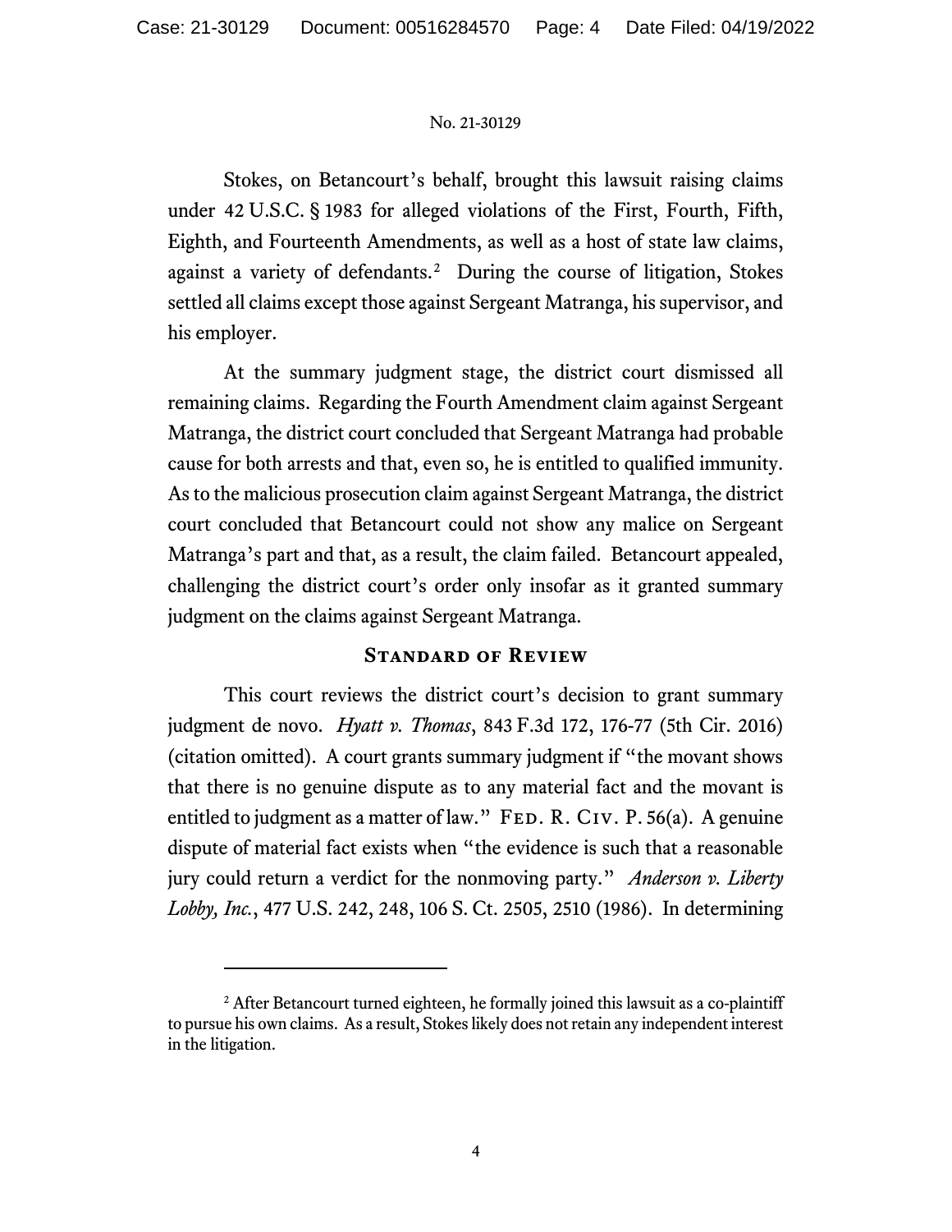Stokes, on Betancourt's behalf, brought this lawsuit raising claims under 42 U.S.C. § 1983 for alleged violations of the First, Fourth, Fifth, Eighth, and Fourteenth Amendments, as well as a host of state law claims, against a variety of defendants.[2] During the course of litigation, Stokes settled all claims except those against Sergeant Matranga, his supervisor, and his employer.

At the summary judgment stage, the district court dismissed all remaining claims. Regarding the Fourth Amendment claim against Sergeant Matranga, the district court concluded that Sergeant Matranga had probable cause for both arrests and that, even so, he is entitled to qualified immunity. As to the malicious prosecution claim against Sergeant Matranga, the district court concluded that Betancourt could not show any malice on Sergeant Matranga's part and that, as a result, the claim failed. Betancourt appealed, challenging the district court's order only insofar as it granted summary judgment on the claims against Sergeant Matranga.

## Standard of Review

This court reviews the district court's decision to grant summary judgment de novo. *Hyatt v. Thomas*, 843 F.3d 172, 176-77 (5th Cir. 2016) (citation omitted). A court grants summary judgment if "the movant shows that there is no genuine dispute as to any material fact and the movant is entitled to judgment as a matter of law." Fed. R. Civ. P. 56(a). A genuine dispute of material fact exists when "the evidence is such that a reasonable jury could return a verdict for the nonmoving party." *Anderson v. Liberty Lobby, Inc.*, 477 U.S. 242, 248, 106 S. Ct. 2505, 2510 (1986). In determining

---

[2] After Betancourt turned eighteen, he formally joined this lawsuit as a co-plaintiff to pursue his own claims. As a result, Stokes likely does not retain any independent interest in the litigation.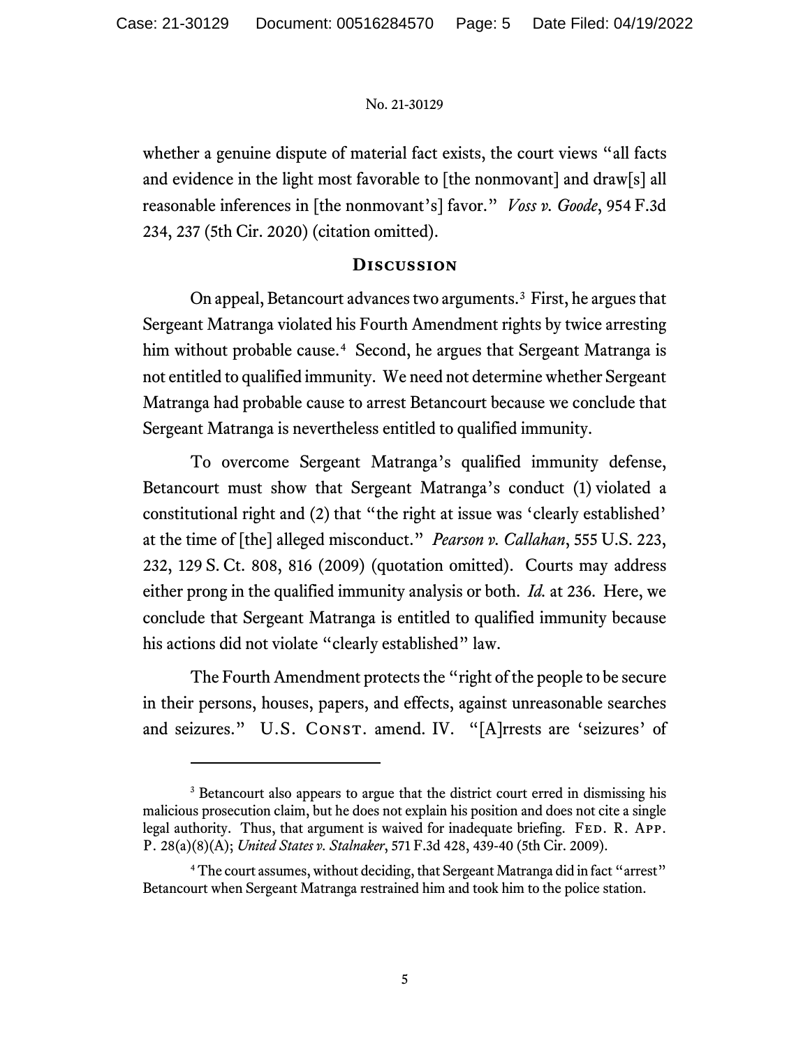whether a genuine dispute of material fact exists, the court views "all facts and evidence in the light most favorable to [the nonmovant] and draw[s] all reasonable inferences in [the nonmovant's] favor." *Voss v. Goode*, 954 F.3d 234, 237 (5th Cir. 2020) (citation omitted).

## Discussion

On appeal, Betancourt advances two arguments.[3] First, he argues that Sergeant Matranga violated his Fourth Amendment rights by twice arresting him without probable cause.[4] Second, he argues that Sergeant Matranga is not entitled to qualified immunity. We need not determine whether Sergeant Matranga had probable cause to arrest Betancourt because we conclude that Sergeant Matranga is nevertheless entitled to qualified immunity.

To overcome Sergeant Matranga's qualified immunity defense, Betancourt must show that Sergeant Matranga's conduct (1) violated a constitutional right and (2) that "the right at issue was 'clearly established' at the time of [the] alleged misconduct." *Pearson v. Callahan*, 555 U.S. 223, 232, 129 S. Ct. 808, 816 (2009) (quotation omitted). Courts may address either prong in the qualified immunity analysis or both. *Id.* at 236. Here, we conclude that Sergeant Matranga is entitled to qualified immunity because his actions did not violate "clearly established" law.

The Fourth Amendment protects the "right of the people to be secure in their persons, houses, papers, and effects, against unreasonable searches and seizures." U.S. Const. amend. IV. "[A]rrests are 'seizures' of

---

[3] Betancourt also appears to argue that the district court erred in dismissing his malicious prosecution claim, but he does not explain his position and does not cite a single legal authority. Thus, that argument is waived for inadequate briefing. Fed. R. App. P. 28(a)(8)(A); *United States v. Stalnaker*, 571 F.3d 428, 439-40 (5th Cir. 2009).

[4] The court assumes, without deciding, that Sergeant Matranga did in fact "arrest" Betancourt when Sergeant Matranga restrained him and took him to the police station.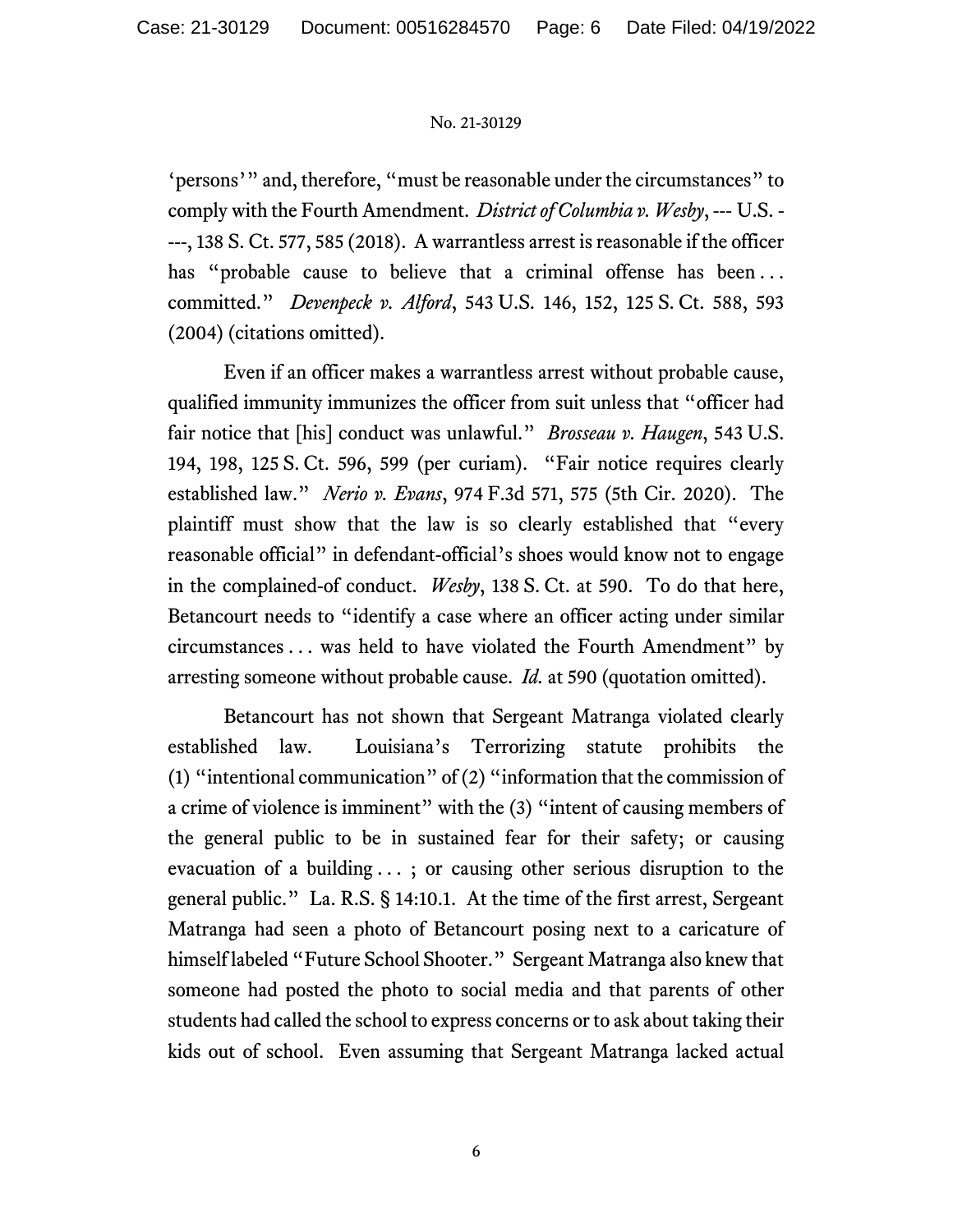'persons'" and, therefore, "must be reasonable under the circumstances" to comply with the Fourth Amendment. *District of Columbia v. Wesby*, --- U.S. ----, 138 S. Ct. 577, 585 (2018). A warrantless arrest is reasonable if the officer has "probable cause to believe that a criminal offense has been . . . committed." *Devenpeck v. Alford*, 543 U.S. 146, 152, 125 S. Ct. 588, 593 (2004) (citations omitted).

Even if an officer makes a warrantless arrest without probable cause, qualified immunity immunizes the officer from suit unless that "officer had fair notice that [his] conduct was unlawful." *Brosseau v. Haugen*, 543 U.S. 194, 198, 125 S. Ct. 596, 599 (per curiam). "Fair notice requires clearly established law." *Nerio v. Evans*, 974 F.3d 571, 575 (5th Cir. 2020). The plaintiff must show that the law is so clearly established that "every reasonable official" in defendant-official's shoes would know not to engage in the complained-of conduct. *Wesby*, 138 S. Ct. at 590. To do that here, Betancourt needs to "identify a case where an officer acting under similar circumstances . . . was held to have violated the Fourth Amendment" by arresting someone without probable cause. *Id.* at 590 (quotation omitted).

Betancourt has not shown that Sergeant Matranga violated clearly established law. Louisiana's Terrorizing statute prohibits the (1) "intentional communication" of (2) "information that the commission of a crime of violence is imminent" with the (3) "intent of causing members of the general public to be in sustained fear for their safety; or causing evacuation of a building . . . ; or causing other serious disruption to the general public." La. R.S. § 14:10.1. At the time of the first arrest, Sergeant Matranga had seen a photo of Betancourt posing next to a caricature of himself labeled "Future School Shooter." Sergeant Matranga also knew that someone had posted the photo to social media and that parents of other students had called the school to express concerns or to ask about taking their kids out of school. Even assuming that Sergeant Matranga lacked actual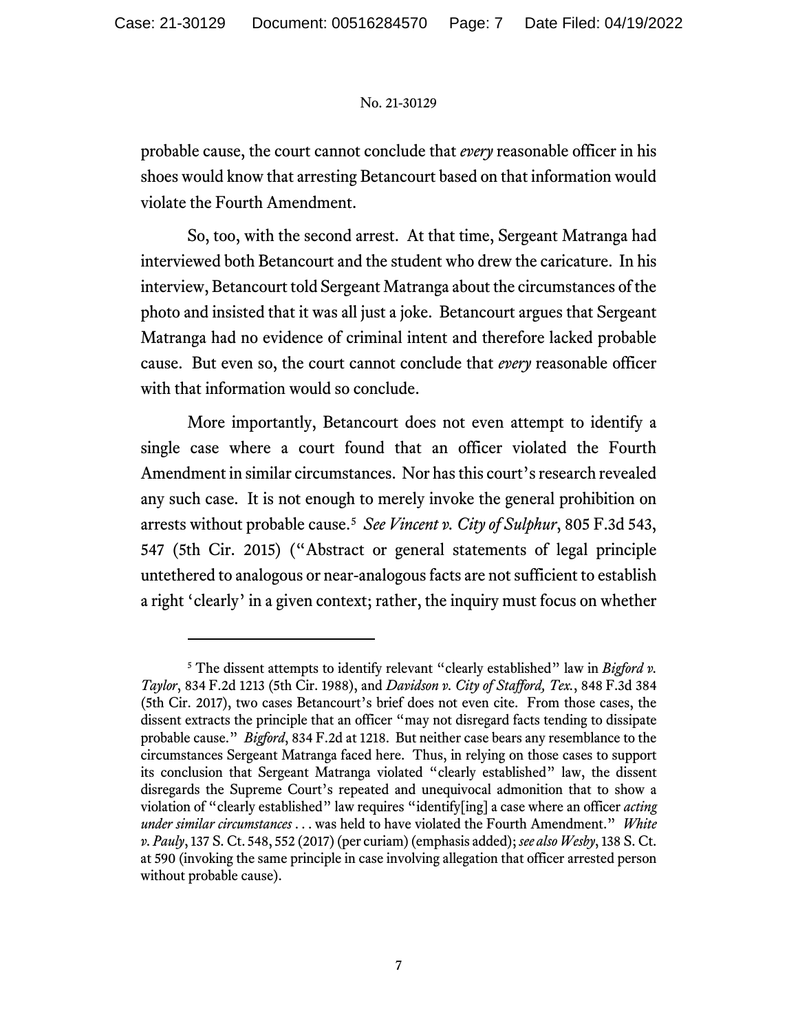probable cause, the court cannot conclude that *every* reasonable officer in his shoes would know that arresting Betancourt based on that information would violate the Fourth Amendment.

So, too, with the second arrest. At that time, Sergeant Matranga had interviewed both Betancourt and the student who drew the caricature. In his interview, Betancourt told Sergeant Matranga about the circumstances of the photo and insisted that it was all just a joke. Betancourt argues that Sergeant Matranga had no evidence of criminal intent and therefore lacked probable cause. But even so, the court cannot conclude that *every* reasonable officer with that information would so conclude.

More importantly, Betancourt does not even attempt to identify a single case where a court found that an officer violated the Fourth Amendment in similar circumstances. Nor has this court's research revealed any such case. It is not enough to merely invoke the general prohibition on arrests without probable cause.[5] *See Vincent v. City of Sulphur*, 805 F.3d 543, 547 (5th Cir. 2015) ("Abstract or general statements of legal principle untethered to analogous or near-analogous facts are not sufficient to establish a right 'clearly' in a given context; rather, the inquiry must focus on whether

---

[5] The dissent attempts to identify relevant "clearly established" law in *Bigford v. Taylor*, 834 F.2d 1213 (5th Cir. 1988), and *Davidson v. City of Stafford, Tex.*, 848 F.3d 384 (5th Cir. 2017), two cases Betancourt's brief does not even cite. From those cases, the dissent extracts the principle that an officer "may not disregard facts tending to dissipate probable cause." *Bigford*, 834 F.2d at 1218. But neither case bears any resemblance to the circumstances Sergeant Matranga faced here. Thus, in relying on those cases to support its conclusion that Sergeant Matranga violated "clearly established" law, the dissent disregards the Supreme Court's repeated and unequivocal admonition that to show a violation of "clearly established" law requires "identify[ing] a case where an officer *acting under similar circumstances* . . . was held to have violated the Fourth Amendment." *White v. Pauly*, 137 S. Ct. 548, 552 (2017) (per curiam) (emphasis added); *see also Wesby*, 138 S. Ct. at 590 (invoking the same principle in case involving allegation that officer arrested person without probable cause).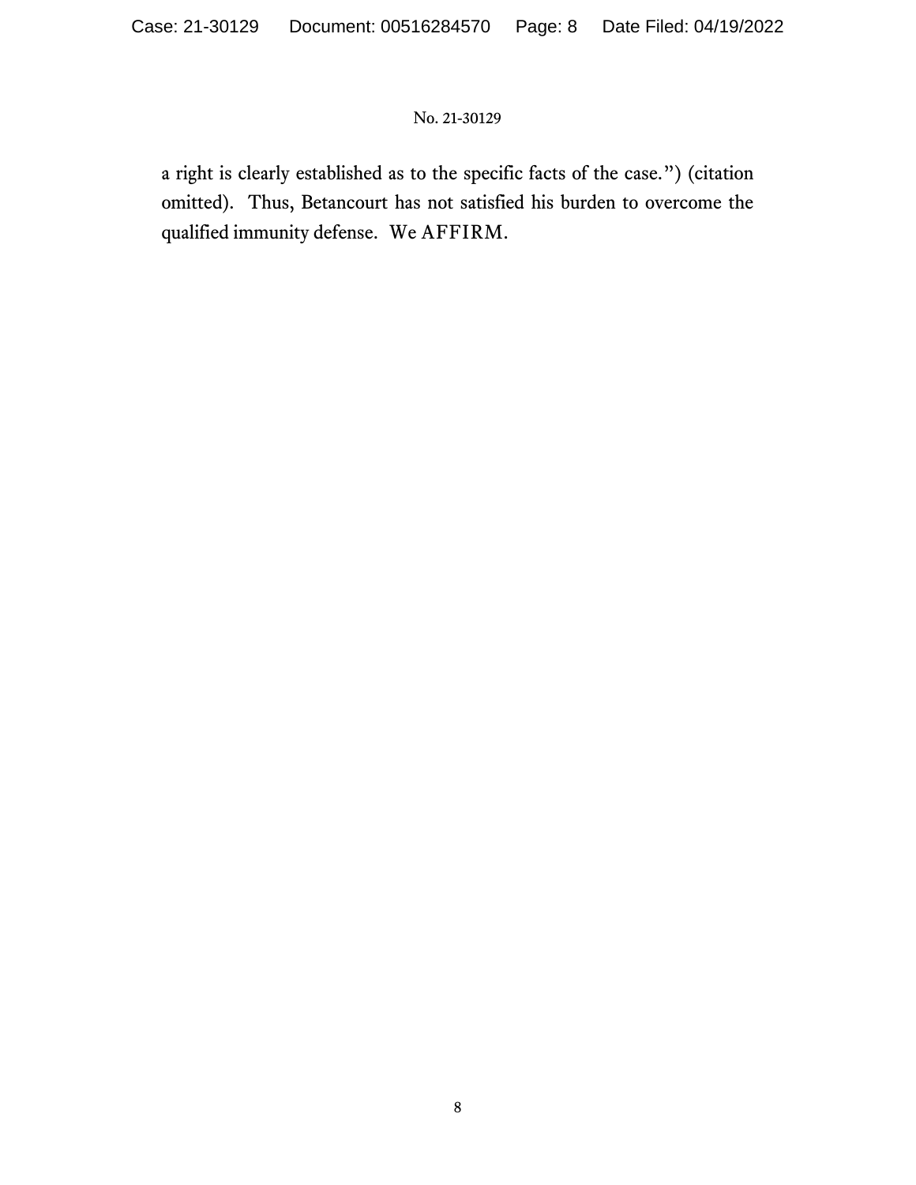a right is clearly established as to the specific facts of the case.") (citation omitted). Thus, Betancourt has not satisfied his burden to overcome the qualified immunity defense. We AFFIRM.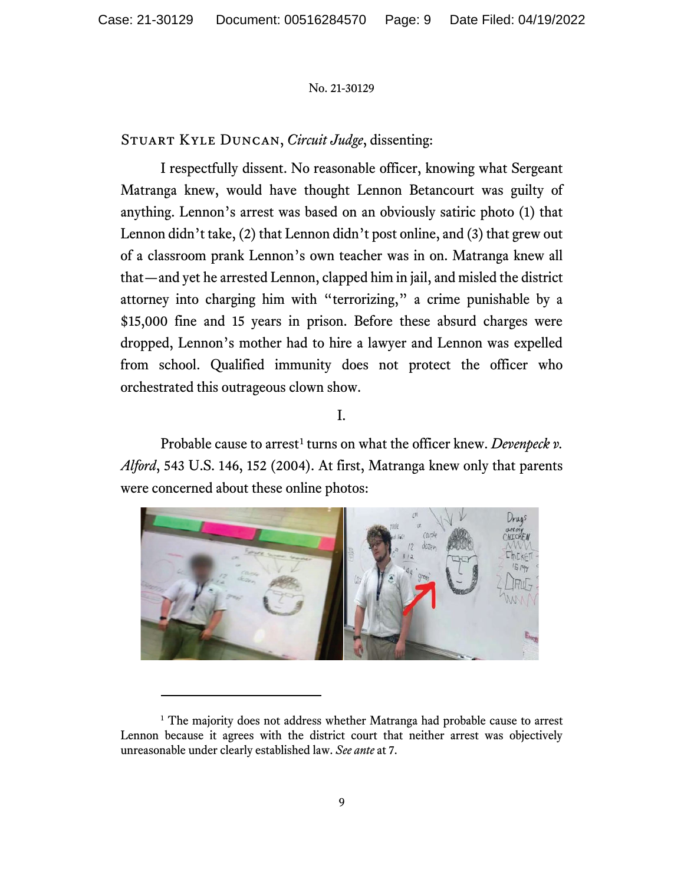No. 21-30129

Stuart Kyle Duncan, *Circuit Judge*, dissenting:

I respectfully dissent. No reasonable officer, knowing what Sergeant Matranga knew, would have thought Lennon Betancourt was guilty of anything. Lennon's arrest was based on an obviously satiric photo (1) that Lennon didn't take, (2) that Lennon didn't post online, and (3) that grew out of a classroom prank Lennon's own teacher was in on. Matranga knew all that—and yet he arrested Lennon, clapped him in jail, and misled the district attorney into charging him with "terrorizing," a crime punishable by a $15,000 fine and 15 years in prison. Before these absurd charges were dropped, Lennon's mother had to hire a lawyer and Lennon was expelled from school. Qualified immunity does not protect the officer who orchestrated this outrageous clown show.

I.

Probable cause to arrest[1] turns on what the officer knew. *Devenpeck v. Alford*, 543 U.S. 146, 152 (2004). At first, Matranga knew only that parents were concerned about these online photos:

---

[1] The majority does not address whether Matranga had probable cause to arrest Lennon because it agrees with the district court that neither arrest was objectively unreasonable under clearly established law. *See ante* at 7.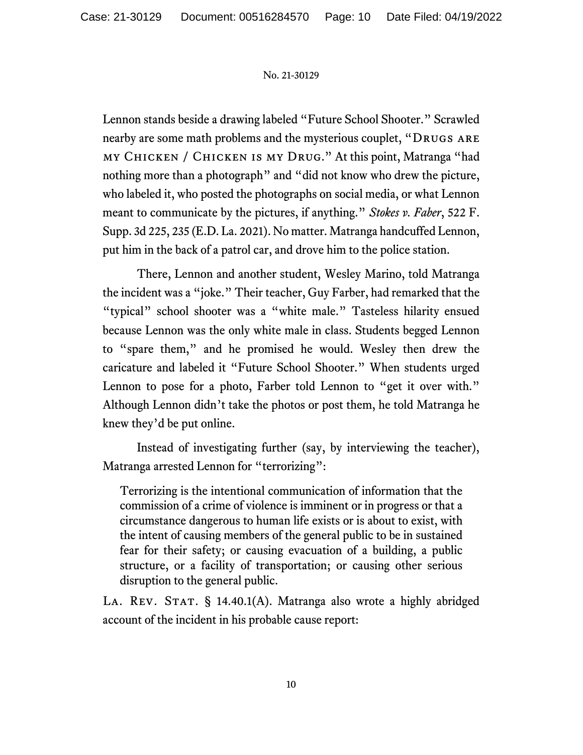Lennon stands beside a drawing labeled "Future School Shooter." Scrawled nearby are some math problems and the mysterious couplet, "Drugs are my Chicken / Chicken is my Drug." At this point, Matranga "had nothing more than a photograph" and "did not know who drew the picture, who labeled it, who posted the photographs on social media, or what Lennon meant to communicate by the pictures, if anything." *Stokes v. Faber*, 522 F. Supp. 3d 225, 235 (E.D. La. 2021). No matter. Matranga handcuffed Lennon, put him in the back of a patrol car, and drove him to the police station.

There, Lennon and another student, Wesley Marino, told Matranga the incident was a "joke." Their teacher, Guy Farber, had remarked that the "typical" school shooter was a "white male." Tasteless hilarity ensued because Lennon was the only white male in class. Students begged Lennon to "spare them," and he promised he would. Wesley then drew the caricature and labeled it "Future School Shooter." When students urged Lennon to pose for a photo, Farber told Lennon to "get it over with." Although Lennon didn't take the photos or post them, he told Matranga he knew they'd be put online.

Instead of investigating further (say, by interviewing the teacher), Matranga arrested Lennon for "terrorizing":

> Terrorizing is the intentional communication of information that the commission of a crime of violence is imminent or in progress or that a circumstance dangerous to human life exists or is about to exist, with the intent of causing members of the general public to be in sustained fear for their safety; or causing evacuation of a building, a public structure, or a facility of transportation; or causing other serious disruption to the general public.

La. Rev. Stat. § 14.40.1(A). Matranga also wrote a highly abridged account of the incident in his probable cause report: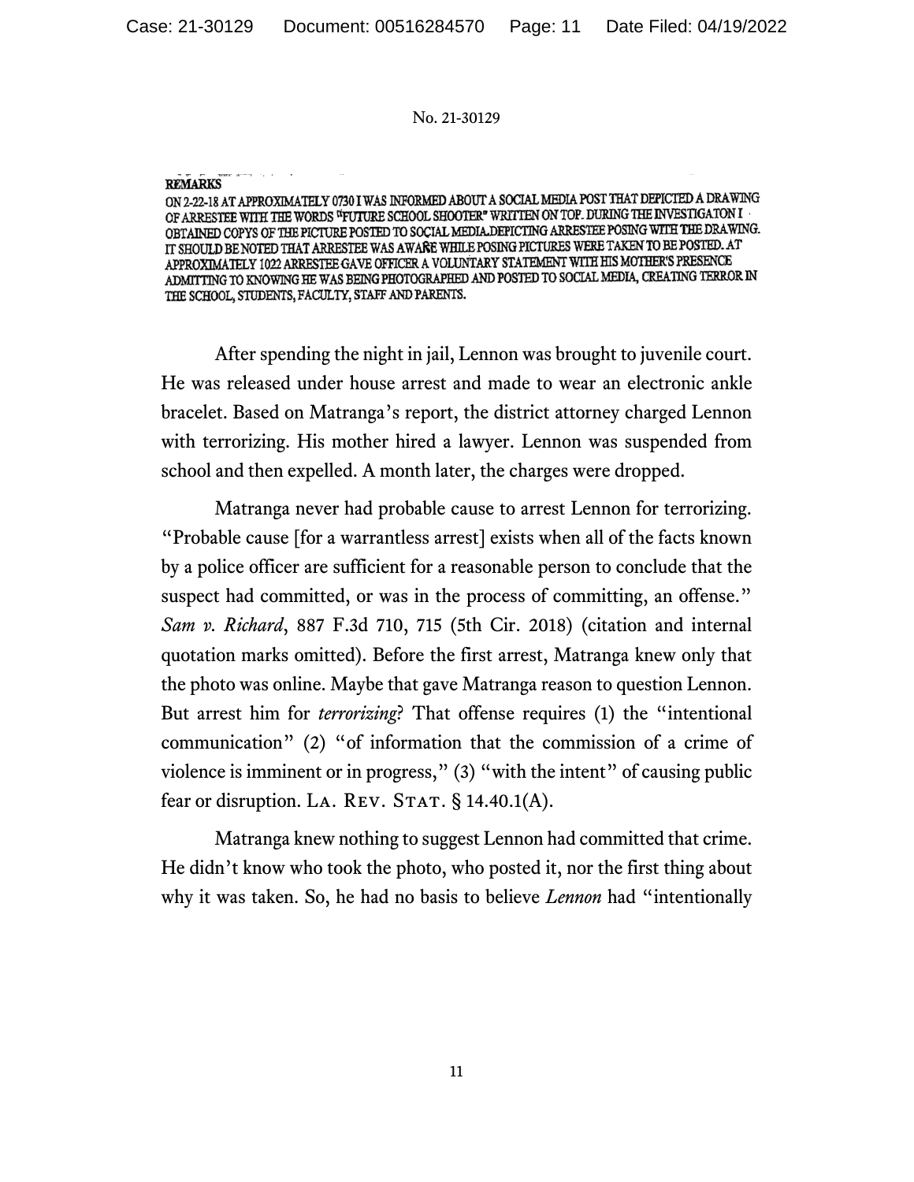**REMARKS**

ON 2-22-18 AT APPROXIMATELY 0730 I WAS INFORMED ABOUT A SOCIAL MEDIA POST THAT DEPICTED A DRAWING OF ARRESTEE WITH THE WORDS "FUTURE SCHOOL SHOOTER" WRITTEN ON TOP. DURING THE INVESTIGATON I OBTAINED COPYS OF THE PICTURE POSTED TO SOCIAL MEDIA.DEPICTING ARRESTEE POSING WITH THE DRAWING. IT SHOULD BE NOTED THAT ARRESTEE WAS AWARE WHILE POSING PICTURES WERE TAKEN TO BE POSTED. AT APPROXIMATELY 1022 ARRESTEE GAVE OFFICER A VOLUNTARY STATEMENT WITH HIS MOTHER'S PRESENCE ADMITTING TO KNOWING HE WAS BEING PHOTOGRAPHED AND POSTED TO SOCIAL MEDIA, CREATING TERROR IN THE SCHOOL, STUDENTS, FACULTY, STAFF AND PARENTS.

After spending the night in jail, Lennon was brought to juvenile court. He was released under house arrest and made to wear an electronic ankle bracelet. Based on Matranga's report, the district attorney charged Lennon with terrorizing. His mother hired a lawyer. Lennon was suspended from school and then expelled. A month later, the charges were dropped.

Matranga never had probable cause to arrest Lennon for terrorizing. "Probable cause [for a warrantless arrest] exists when all of the facts known by a police officer are sufficient for a reasonable person to conclude that the suspect had committed, or was in the process of committing, an offense." *Sam v. Richard*, 887 F.3d 710, 715 (5th Cir. 2018) (citation and internal quotation marks omitted). Before the first arrest, Matranga knew only that the photo was online. Maybe that gave Matranga reason to question Lennon. But arrest him for *terrorizing*? That offense requires (1) the "intentional communication" (2) "of information that the commission of a crime of violence is imminent or in progress," (3) "with the intent" of causing public fear or disruption. LA. REV. STAT. § 14.40.1(A).

Matranga knew nothing to suggest Lennon had committed that crime. He didn't know who took the photo, who posted it, nor the first thing about why it was taken. So, he had no basis to believe *Lennon* had "intentionally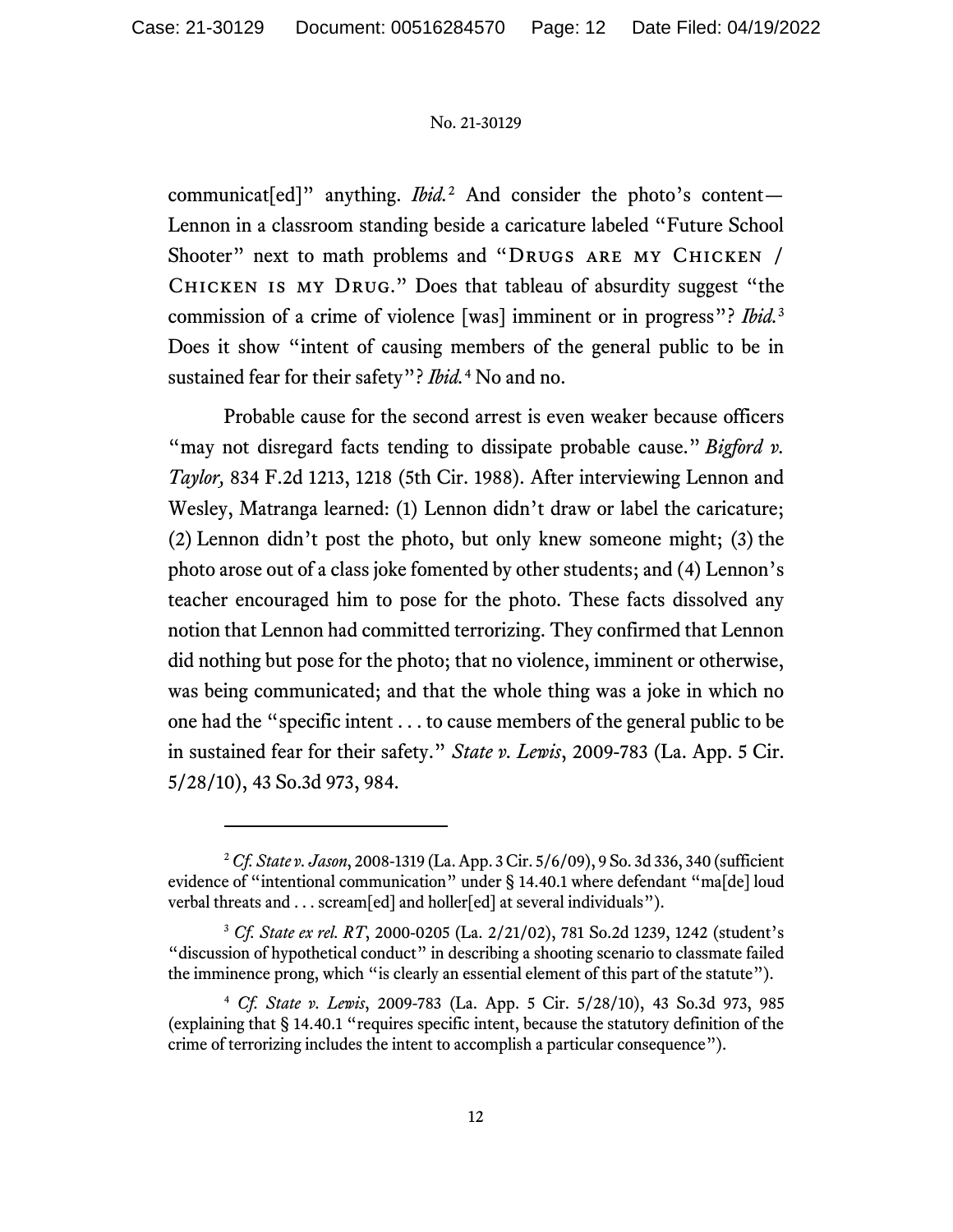communicat[ed]" anything. *Ibid.*[2] And consider the photo's content—Lennon in a classroom standing beside a caricature labeled "Future School Shooter" next to math problems and "DRUGS ARE MY CHICKEN / CHICKEN IS MY DRUG." Does that tableau of absurdity suggest "the commission of a crime of violence [was] imminent or in progress"? *Ibid.*[3] Does it show "intent of causing members of the general public to be in sustained fear for their safety"? *Ibid.*[4] No and no.

Probable cause for the second arrest is even weaker because officers "may not disregard facts tending to dissipate probable cause." *Bigford v. Taylor,* 834 F.2d 1213, 1218 (5th Cir. 1988). After interviewing Lennon and Wesley, Matranga learned: (1) Lennon didn't draw or label the caricature; (2) Lennon didn't post the photo, but only knew someone might; (3) the photo arose out of a class joke fomented by other students; and (4) Lennon's teacher encouraged him to pose for the photo. These facts dissolved any notion that Lennon had committed terrorizing. They confirmed that Lennon did nothing but pose for the photo; that no violence, imminent or otherwise, was being communicated; and that the whole thing was a joke in which no one had the "specific intent . . . to cause members of the general public to be in sustained fear for their safety." *State v. Lewis*, 2009-783 (La. App. 5 Cir. 5/28/10), 43 So.3d 973, 984.

---

[2] *Cf. State v. Jason*, 2008-1319 (La. App. 3 Cir. 5/6/09), 9 So. 3d 336, 340 (sufficient evidence of "intentional communication" under § 14.40.1 where defendant "ma[de] loud verbal threats and . . . scream[ed] and holler[ed] at several individuals").

[3] *Cf. State ex rel. RT*, 2000-0205 (La. 2/21/02), 781 So.2d 1239, 1242 (student's "discussion of hypothetical conduct" in describing a shooting scenario to classmate failed the imminence prong, which "is clearly an essential element of this part of the statute").

[4] *Cf. State v. Lewis*, 2009-783 (La. App. 5 Cir. 5/28/10), 43 So.3d 973, 985 (explaining that § 14.40.1 "requires specific intent, because the statutory definition of the crime of terrorizing includes the intent to accomplish a particular consequence").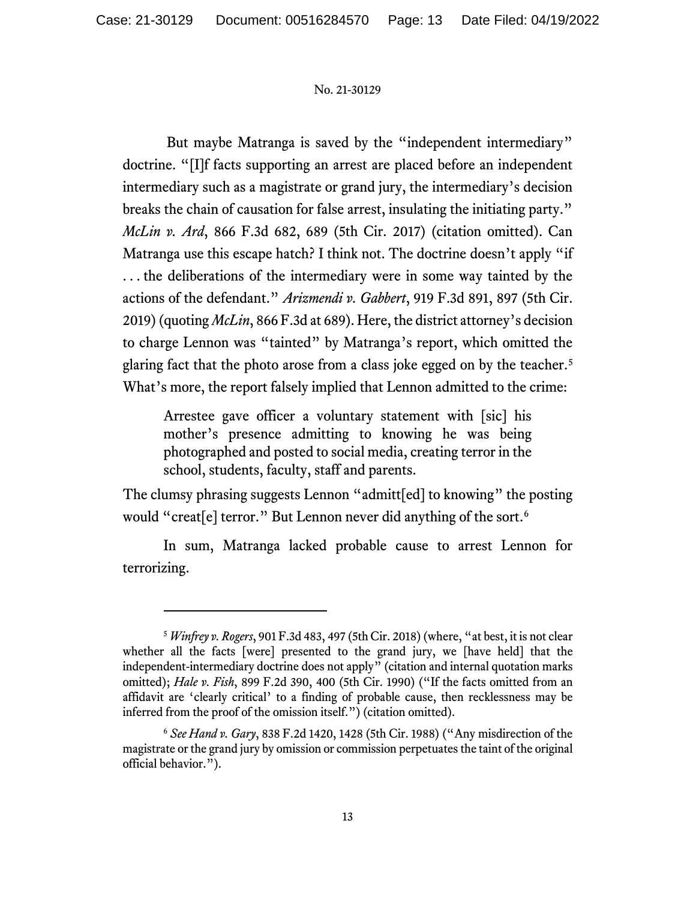But maybe Matranga is saved by the "independent intermediary" doctrine. "[I]f facts supporting an arrest are placed before an independent intermediary such as a magistrate or grand jury, the intermediary's decision breaks the chain of causation for false arrest, insulating the initiating party." *McLin v. Ard*, 866 F.3d 682, 689 (5th Cir. 2017) (citation omitted). Can Matranga use this escape hatch? I think not. The doctrine doesn't apply "if . . . the deliberations of the intermediary were in some way tainted by the actions of the defendant." *Arizmendi v. Gabbert*, 919 F.3d 891, 897 (5th Cir. 2019) (quoting *McLin*, 866 F.3d at 689). Here, the district attorney's decision to charge Lennon was "tainted" by Matranga's report, which omitted the glaring fact that the photo arose from a class joke egged on by the teacher.[5] What's more, the report falsely implied that Lennon admitted to the crime:

> Arrestee gave officer a voluntary statement with [sic] his mother's presence admitting to knowing he was being photographed and posted to social media, creating terror in the school, students, faculty, staff and parents.

The clumsy phrasing suggests Lennon "admitt[ed] to knowing" the posting would "creat[e] terror." But Lennon never did anything of the sort.[6]

In sum, Matranga lacked probable cause to arrest Lennon for terrorizing.

---

[5] *Winfrey v. Rogers*, 901 F.3d 483, 497 (5th Cir. 2018) (where, "at best, it is not clear whether all the facts [were] presented to the grand jury, we [have held] that the independent-intermediary doctrine does not apply" (citation and internal quotation marks omitted); *Hale v. Fish*, 899 F.2d 390, 400 (5th Cir. 1990) ("If the facts omitted from an affidavit are 'clearly critical' to a finding of probable cause, then recklessness may be inferred from the proof of the omission itself.") (citation omitted).

[6] *See Hand v. Gary*, 838 F.2d 1420, 1428 (5th Cir. 1988) ("Any misdirection of the magistrate or the grand jury by omission or commission perpetuates the taint of the original official behavior.").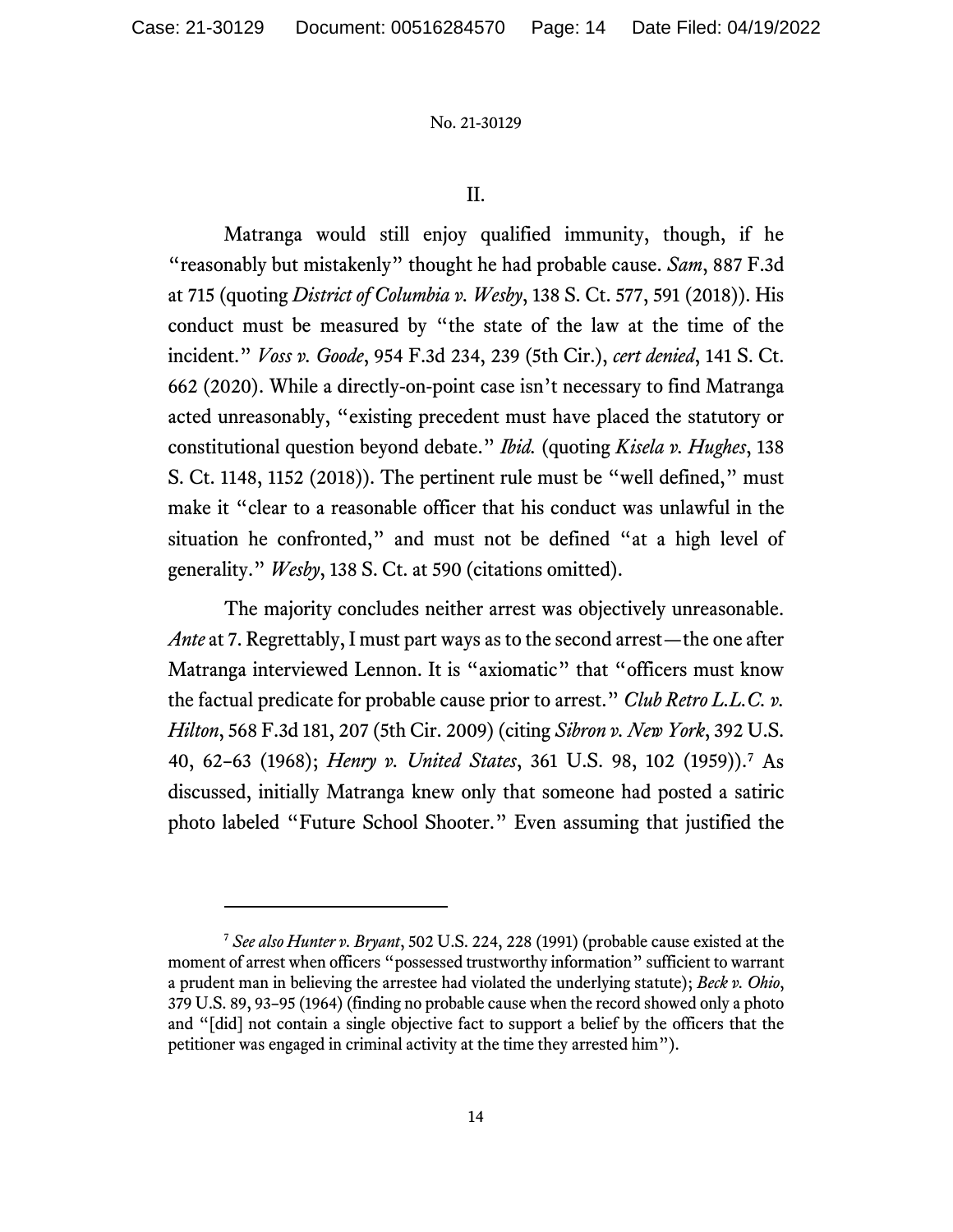## II.

Matranga would still enjoy qualified immunity, though, if he "reasonably but mistakenly" thought he had probable cause. *Sam*, 887 F.3d at 715 (quoting *District of Columbia v. Wesby*, 138 S. Ct. 577, 591 (2018)). His conduct must be measured by "the state of the law at the time of the incident." *Voss v. Goode*, 954 F.3d 234, 239 (5th Cir.), *cert denied*, 141 S. Ct. 662 (2020). While a directly-on-point case isn't necessary to find Matranga acted unreasonably, "existing precedent must have placed the statutory or constitutional question beyond debate." *Ibid.* (quoting *Kisela v. Hughes*, 138 S. Ct. 1148, 1152 (2018)). The pertinent rule must be "well defined," must make it "clear to a reasonable officer that his conduct was unlawful in the situation he confronted," and must not be defined "at a high level of generality." *Wesby*, 138 S. Ct. at 590 (citations omitted).

The majority concludes neither arrest was objectively unreasonable. *Ante* at 7. Regrettably, I must part ways as to the second arrest—the one after Matranga interviewed Lennon. It is "axiomatic" that "officers must know the factual predicate for probable cause prior to arrest." *Club Retro L.L.C. v. Hilton*, 568 F.3d 181, 207 (5th Cir. 2009) (citing *Sibron v. New York*, 392 U.S. 40, 62–63 (1968); *Henry v. United States*, 361 U.S. 98, 102 (1959)).[7] As discussed, initially Matranga knew only that someone had posted a satiric photo labeled "Future School Shooter." Even assuming that justified the

---

[7] *See also Hunter v. Bryant*, 502 U.S. 224, 228 (1991) (probable cause existed at the moment of arrest when officers "possessed trustworthy information" sufficient to warrant a prudent man in believing the arrestee had violated the underlying statute); *Beck v. Ohio*, 379 U.S. 89, 93–95 (1964) (finding no probable cause when the record showed only a photo and "[did] not contain a single objective fact to support a belief by the officers that the petitioner was engaged in criminal activity at the time they arrested him").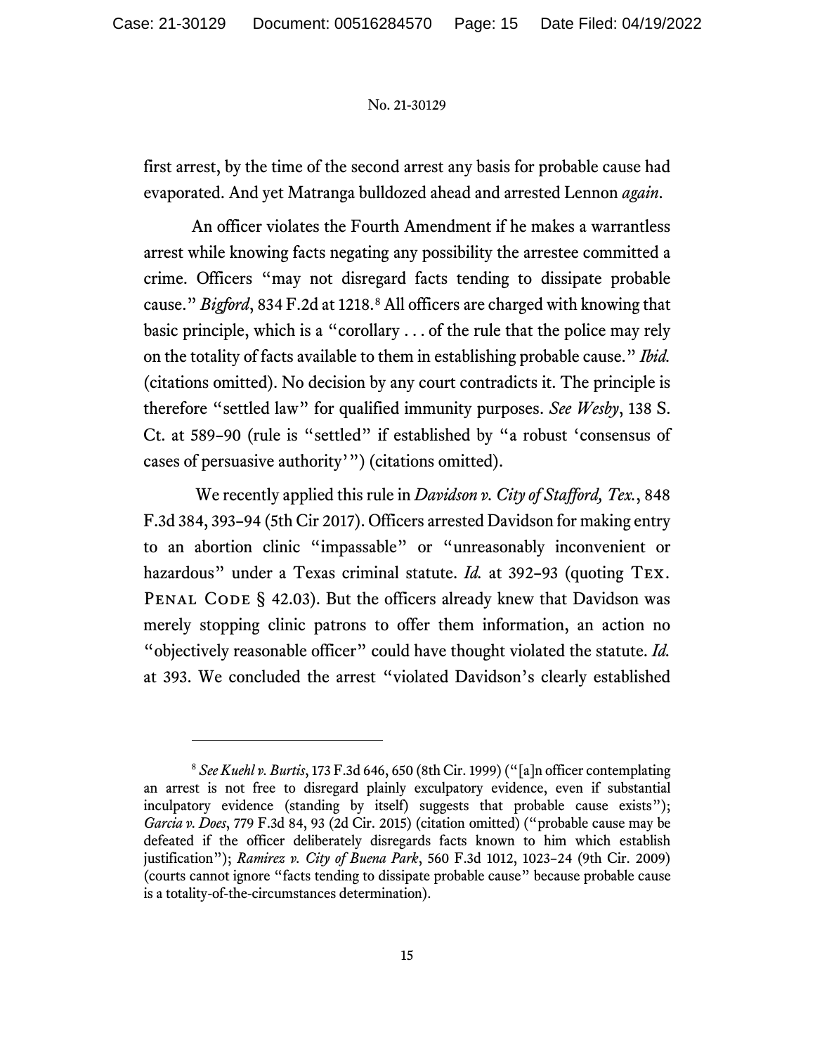first arrest, by the time of the second arrest any basis for probable cause had evaporated. And yet Matranga bulldozed ahead and arrested Lennon *again*.

An officer violates the Fourth Amendment if he makes a warrantless arrest while knowing facts negating any possibility the arrestee committed a crime. Officers "may not disregard facts tending to dissipate probable cause." *Bigford*, 834 F.2d at 1218.[8] All officers are charged with knowing that basic principle, which is a "corollary . . . of the rule that the police may rely on the totality of facts available to them in establishing probable cause." *Ibid.* (citations omitted). No decision by any court contradicts it. The principle is therefore "settled law" for qualified immunity purposes. *See Wesby*, 138 S. Ct. at 589–90 (rule is "settled" if established by "a robust 'consensus of cases of persuasive authority'") (citations omitted).

We recently applied this rule in *Davidson v. City of Stafford, Tex.*, 848 F.3d 384, 393–94 (5th Cir 2017). Officers arrested Davidson for making entry to an abortion clinic "impassable" or "unreasonably inconvenient or hazardous" under a Texas criminal statute. *Id.* at 392–93 (quoting Tex. Penal Code § 42.03). But the officers already knew that Davidson was merely stopping clinic patrons to offer them information, an action no "objectively reasonable officer" could have thought violated the statute. *Id.* at 393. We concluded the arrest "violated Davidson's clearly established

---

[8] *See Kuehl v. Burtis*, 173 F.3d 646, 650 (8th Cir. 1999) ("[a]n officer contemplating an arrest is not free to disregard plainly exculpatory evidence, even if substantial inculpatory evidence (standing by itself) suggests that probable cause exists"); *Garcia v. Does*, 779 F.3d 84, 93 (2d Cir. 2015) (citation omitted) ("probable cause may be defeated if the officer deliberately disregards facts known to him which establish justification"); *Ramirez v. City of Buena Park*, 560 F.3d 1012, 1023–24 (9th Cir. 2009) (courts cannot ignore "facts tending to dissipate probable cause" because probable cause is a totality-of-the-circumstances determination).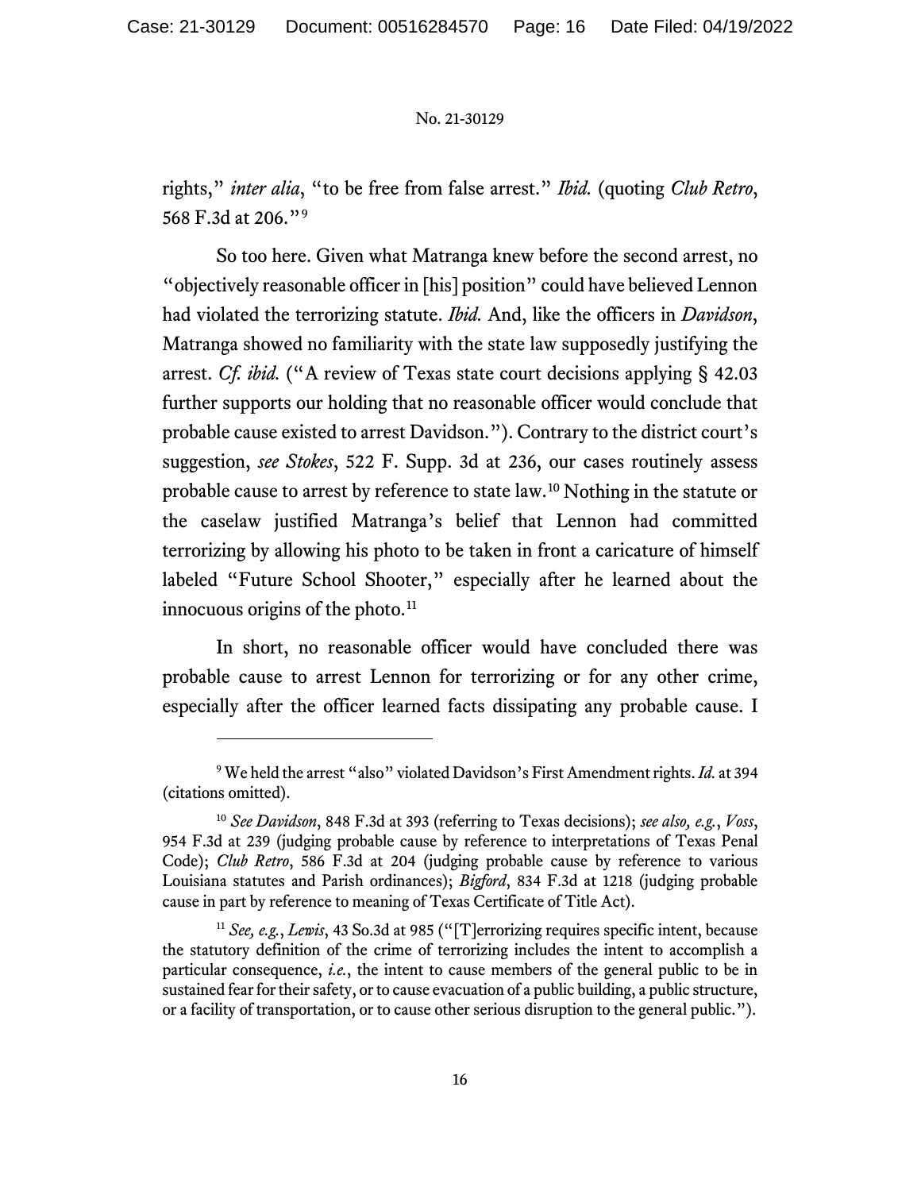rights," *inter alia*, "to be free from false arrest." *Ibid.* (quoting *Club Retro*, 568 F.3d at 206."[9]

So too here. Given what Matranga knew before the second arrest, no "objectively reasonable officer in [his] position" could have believed Lennon had violated the terrorizing statute. *Ibid.* And, like the officers in *Davidson*, Matranga showed no familiarity with the state law supposedly justifying the arrest. *Cf. ibid.* ("A review of Texas state court decisions applying § 42.03 further supports our holding that no reasonable officer would conclude that probable cause existed to arrest Davidson."). Contrary to the district court's suggestion, *see Stokes*, 522 F. Supp. 3d at 236, our cases routinely assess probable cause to arrest by reference to state law.[10] Nothing in the statute or the caselaw justified Matranga's belief that Lennon had committed terrorizing by allowing his photo to be taken in front a caricature of himself labeled "Future School Shooter," especially after he learned about the innocuous origins of the photo.[11]

In short, no reasonable officer would have concluded there was probable cause to arrest Lennon for terrorizing or for any other crime, especially after the officer learned facts dissipating any probable cause. I

---

[9] We held the arrest "also" violated Davidson's First Amendment rights. *Id.* at 394 (citations omitted).

[10] *See Davidson*, 848 F.3d at 393 (referring to Texas decisions); *see also, e.g.*, *Voss*, 954 F.3d at 239 (judging probable cause by reference to interpretations of Texas Penal Code); *Club Retro*, 586 F.3d at 204 (judging probable cause by reference to various Louisiana statutes and Parish ordinances); *Bigford*, 834 F.3d at 1218 (judging probable cause in part by reference to meaning of Texas Certificate of Title Act).

[11] *See, e.g.*, *Lewis*, 43 So.3d at 985 ("[T]errorizing requires specific intent, because the statutory definition of the crime of terrorizing includes the intent to accomplish a particular consequence, *i.e.*, the intent to cause members of the general public to be in sustained fear for their safety, or to cause evacuation of a public building, a public structure, or a facility of transportation, or to cause other serious disruption to the general public.").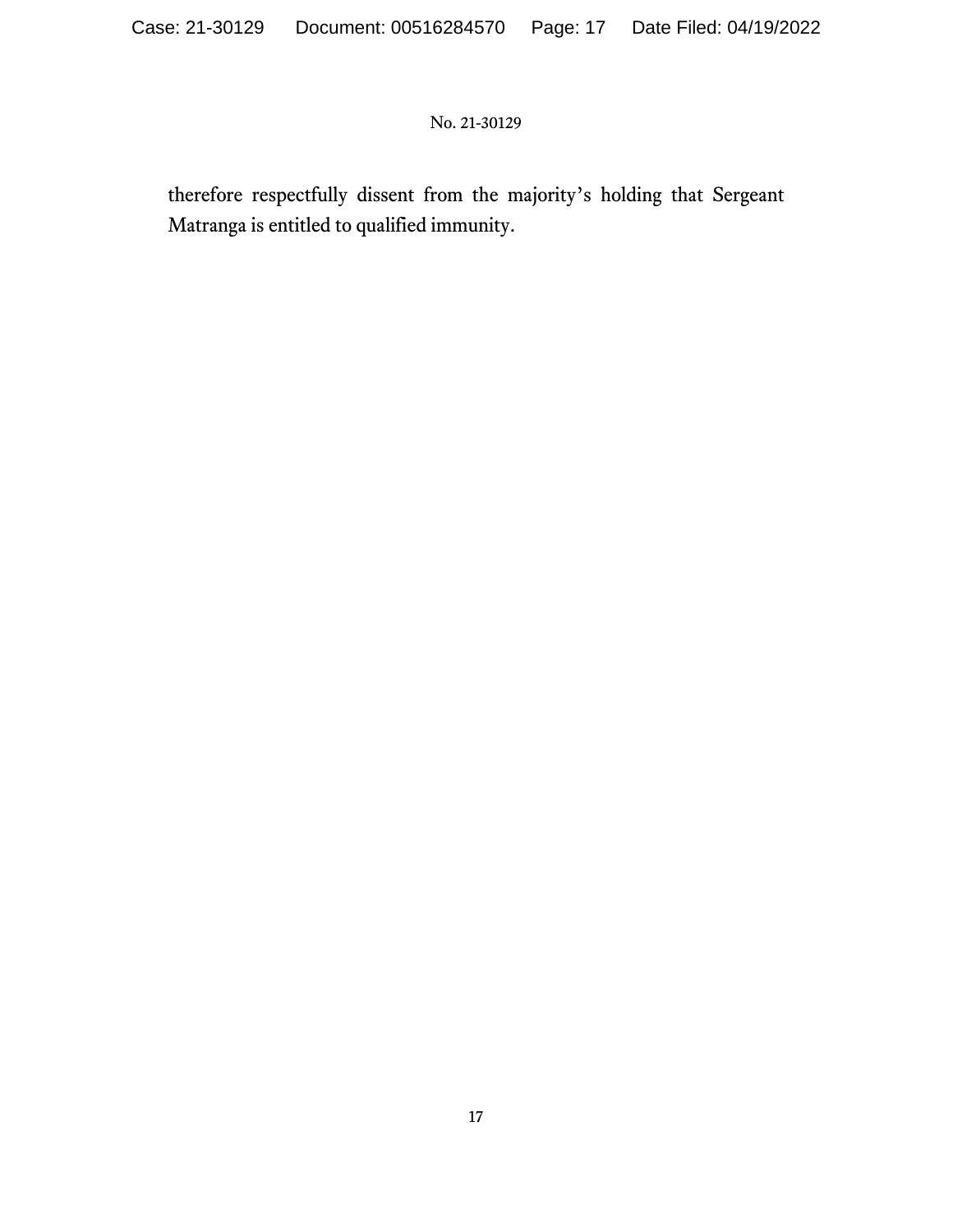therefore respectfully dissent from the majority's holding that Sergeant Matranga is entitled to qualified immunity.